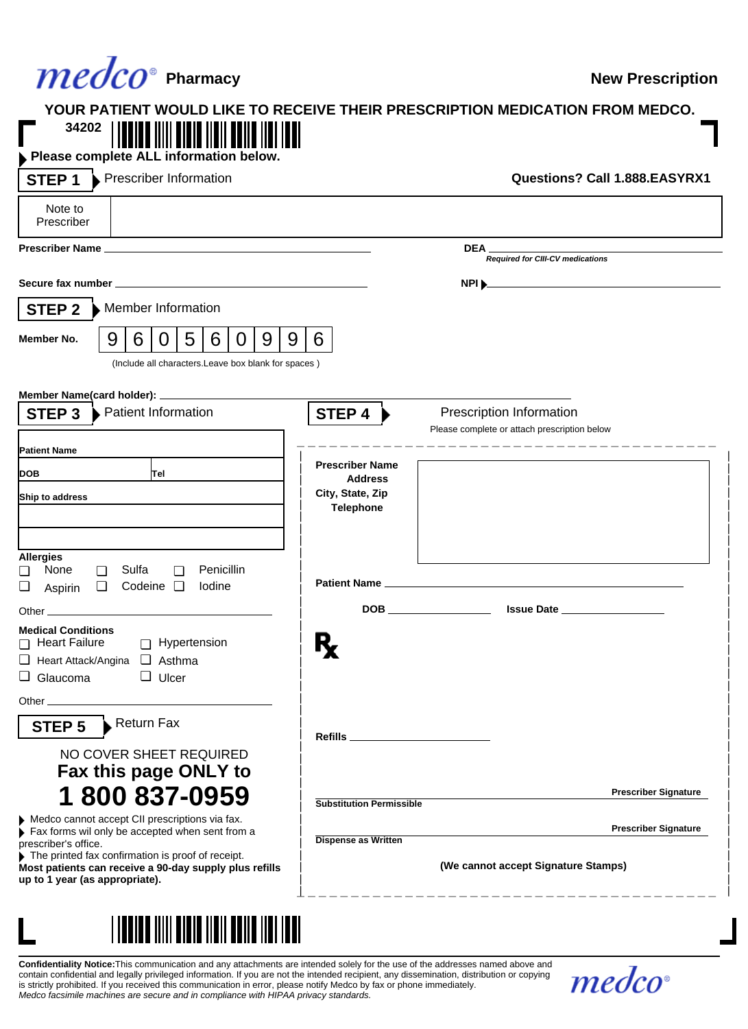# medco® Pharmacy

**New Prescription**

**YOUR PATIENT WOULD LIKE TO RECEIVE THEIR PRESCRIPTION MEDICATION FROM MEDCO.**

34202

**Please complete ALL information below.**

## STEP 1 Prescriber Information

**Questions? Call 1.888.EASYRX1**

| Note to Prescriber | |
|---|---|

**Prescriber Name** ______________________ **DEA** ______________________

*Required for CIII-CV medications*

**Secure fax number** ______________________ **NPI** ______________________

## STEP 2 Member Information

**Member No.**

| 9 | 6 | 0 | 5 | 6 | 0 | 9 | 9 | 6 |
|---|---|---|---|---|---|---|---|---|

(Include all characters.Leave box blank for spaces )

**Member Name(card holder):** ______________________

## STEP 3 Patient Information

**Patient Name**

**DOB** **Tel**

**Ship to address**

**Allergies**

- ☐ None ☐ Sulfa ☐ Penicillin
- ☐ Aspirin ☐ Codeine ☐ Iodine

Other ______________________

**Medical Conditions**

- ☐ Heart Failure ☐ Hypertension
- ☐ Heart Attack/Angina ☐ Asthma
- ☐ Glaucoma ☐ Ulcer

Other ______________________

## STEP 4 Prescription Information

Please complete or attach prescription below

**Prescriber Name**
**Address**
**City, State, Zip**
**Telephone**

**Patient Name** ______________________

**DOB** ______________ **Issue Date** ______________

℞

**Refills** ______________

**Prescriber Signature** ______________________

**Substitution Permissible**

**Prescriber Signature** ______________________

**Dispense as Written**

**(We cannot accept Signature Stamps)**

## STEP 5 Return Fax

NO COVER SHEET REQUIRED

**Fax this page ONLY to**

# 1 800 837-0959

- Medco cannot accept CII prescriptions via fax.
- Fax forms wil only be accepted when sent from a prescriber's office.
- The printed fax confirmation is proof of receipt.

**Most patients can receive a 90-day supply plus refills up to 1 year (as appropriate).**

**Confidentiality Notice:** This communication and any attachments are intended solely for the use of the addresses named above and contain confidential and legally privileged information. If you are not the intended recipient, any dissemination, distribution or copying is strictly prohibited. If you received this communication in error, please notify Medco by fax or phone immediately.
*Medco facsimile machines are secure and in compliance with HIPAA privacy standards.*

medco®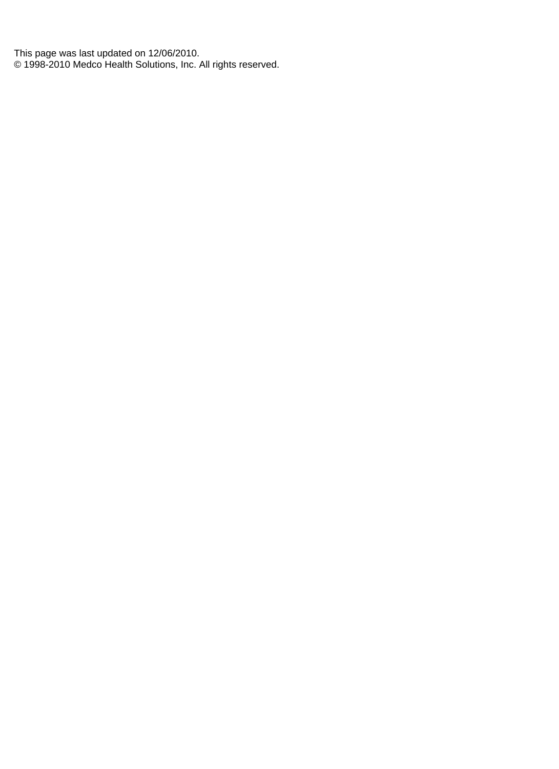This page was last updated on 12/06/2010.
© 1998-2010 Medco Health Solutions, Inc. All rights reserved.